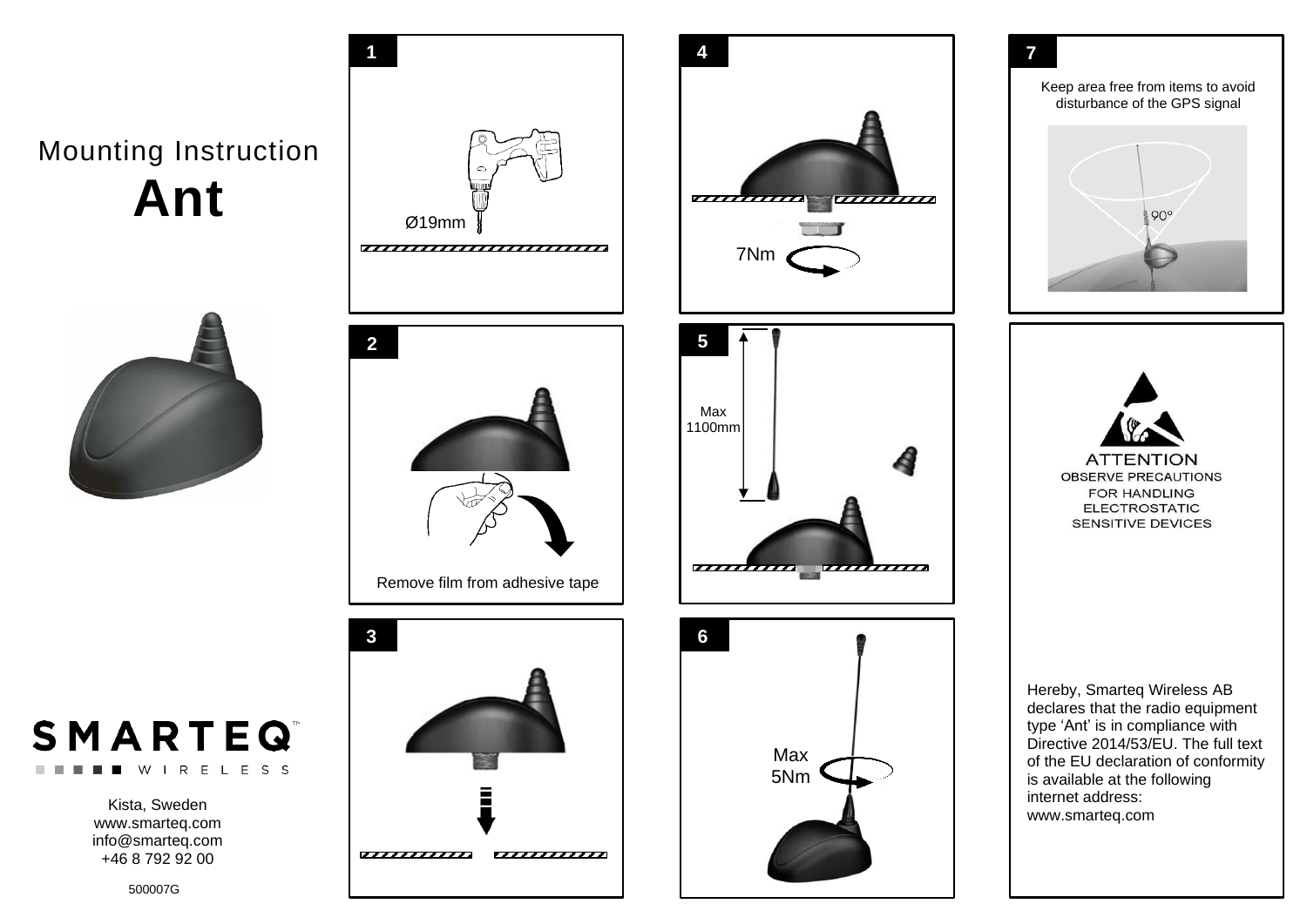# Mounting Instruction

# Ant

SMARTEQ™ WIRELESS

Kista, Sweden
www.smarteq.com
info@smarteq.com
+46 8 792 92 00

500007G

## 1

Ø19mm

## 2

Remove film from adhesive tape

## 3

## 4

7Nm

## 5

Max 1100mm

## 6

Max 5Nm

## 7

Keep area free from items to avoid disturbance of the GPS signal

90°

ATTENTION
OBSERVE PRECAUTIONS FOR HANDLING ELECTROSTATIC SENSITIVE DEVICES

Hereby, Smarteq Wireless AB declares that the radio equipment type 'Ant' is in compliance with Directive 2014/53/EU. The full text of the EU declaration of conformity is available at the following internet address: www.smarteq.com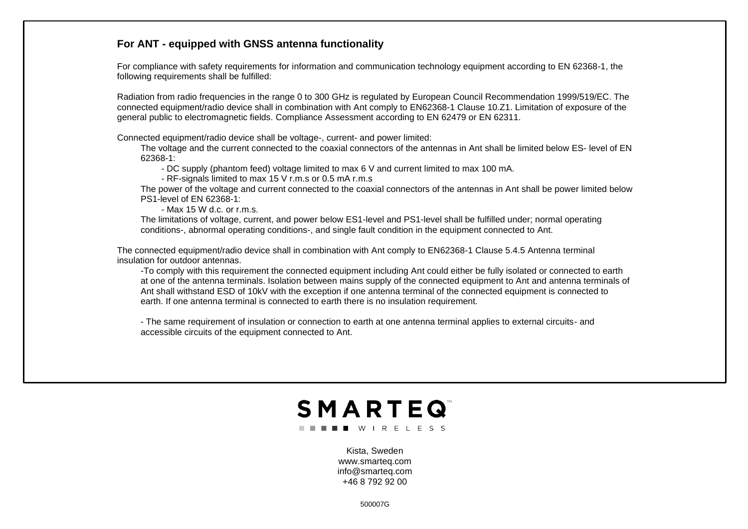### For ANT - equipped with GNSS antenna functionality

For compliance with safety requirements for information and communication technology equipment according to EN 62368-1, the following requirements shall be fulfilled:

Radiation from radio frequencies in the range 0 to 300 GHz is regulated by European Council Recommendation 1999/519/EC. The connected equipment/radio device shall in combination with Ant comply to EN62368-1 Clause 10.Z1. Limitation of exposure of the general public to electromagnetic fields. Compliance Assessment according to EN 62479 or EN 62311.

Connected equipment/radio device shall be voltage-, current- and power limited:

The voltage and the current connected to the coaxial connectors of the antennas in Ant shall be limited below ES- level of EN 62368-1:

- DC supply (phantom feed) voltage limited to max 6 V and current limited to max 100 mA.
- RF-signals limited to max 15 V r.m.s or 0.5 mA r.m.s

The power of the voltage and current connected to the coaxial connectors of the antennas in Ant shall be power limited below PS1-level of EN 62368-1:

- Max 15 W d.c. or r.m.s.

The limitations of voltage, current, and power below ES1-level and PS1-level shall be fulfilled under; normal operating conditions-, abnormal operating conditions-, and single fault condition in the equipment connected to Ant.

The connected equipment/radio device shall in combination with Ant comply to EN62368-1 Clause 5.4.5 Antenna terminal insulation for outdoor antennas.

-To comply with this requirement the connected equipment including Ant could either be fully isolated or connected to earth at one of the antenna terminals. Isolation between mains supply of the connected equipment to Ant and antenna terminals of Ant shall withstand ESD of 10kV with the exception if one antenna terminal of the connected equipment is connected to earth. If one antenna terminal is connected to earth there is no insulation requirement.

- The same requirement of insulation or connection to earth at one antenna terminal applies to external circuits- and accessible circuits of the equipment connected to Ant.

SMARTEQ™
WIRELESS

Kista, Sweden
www.smarteq.com
info@smarteq.com
+46 8 792 92 00

500007G